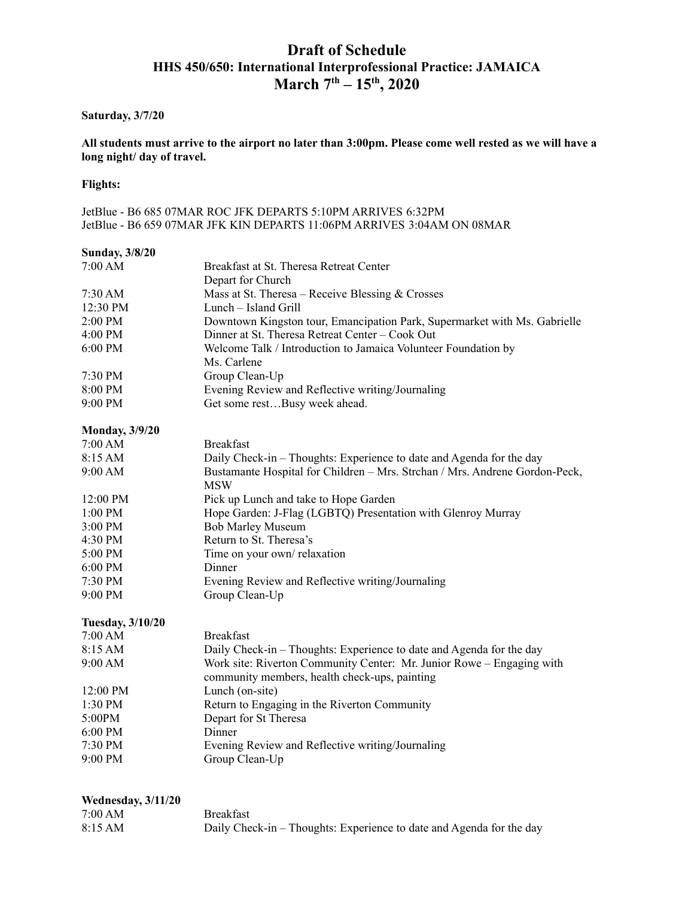# Draft of Schedule
## HHS 450/650: International Interprofessional Practice: JAMAICA
## March 7th – 15th, 2020

**Saturday, 3/7/20**

**All students must arrive to the airport no later than 3:00pm. Please come well rested as we will have a long night/ day of travel.**

**Flights:**

JetBlue - B6 685 07MAR ROC JFK DEPARTS 5:10PM ARRIVES 6:32PM
JetBlue - B6 659 07MAR JFK KIN DEPARTS 11:06PM ARRIVES 3:04AM ON 08MAR

**Sunday, 3/8/20**

| | |
|---|---|
| 7:00 AM | Breakfast at St. Theresa Retreat Center<br>Depart for Church |
| 7:30 AM | Mass at St. Theresa – Receive Blessing & Crosses |
| 12:30 PM | Lunch – Island Grill |
| 2:00 PM | Downtown Kingston tour, Emancipation Park, Supermarket with Ms. Gabrielle |
| 4:00 PM | Dinner at St. Theresa Retreat Center – Cook Out |
| 6:00 PM | Welcome Talk / Introduction to Jamaica Volunteer Foundation by Ms. Carlene |
| 7:30 PM | Group Clean-Up |
| 8:00 PM | Evening Review and Reflective writing/Journaling |
| 9:00 PM | Get some rest…Busy week ahead. |

**Monday, 3/9/20**

| | |
|---|---|
| 7:00 AM | Breakfast |
| 8:15 AM | Daily Check-in – Thoughts: Experience to date and Agenda for the day |
| 9:00 AM | Bustamante Hospital for Children – Mrs. Strchan / Mrs. Andrene Gordon-Peck, MSW |
| 12:00 PM | Pick up Lunch and take to Hope Garden |
| 1:00 PM | Hope Garden: J-Flag (LGBTQ) Presentation with Glenroy Murray |
| 3:00 PM | Bob Marley Museum |
| 4:30 PM | Return to St. Theresa's |
| 5:00 PM | Time on your own/ relaxation |
| 6:00 PM | Dinner |
| 7:30 PM | Evening Review and Reflective writing/Journaling |
| 9:00 PM | Group Clean-Up |

**Tuesday, 3/10/20**

| | |
|---|---|
| 7:00 AM | Breakfast |
| 8:15 AM | Daily Check-in – Thoughts: Experience to date and Agenda for the day |
| 9:00 AM | Work site: Riverton Community Center: Mr. Junior Rowe – Engaging with community members, health check-ups, painting |
| 12:00 PM | Lunch (on-site) |
| 1:30 PM | Return to Engaging in the Riverton Community |
| 5:00PM | Depart for St Theresa |
| 6:00 PM | Dinner |
| 7:30 PM | Evening Review and Reflective writing/Journaling |
| 9:00 PM | Group Clean-Up |

**Wednesday, 3/11/20**

| | |
|---|---|
| 7:00 AM | Breakfast |
| 8:15 AM | Daily Check-in – Thoughts: Experience to date and Agenda for the day |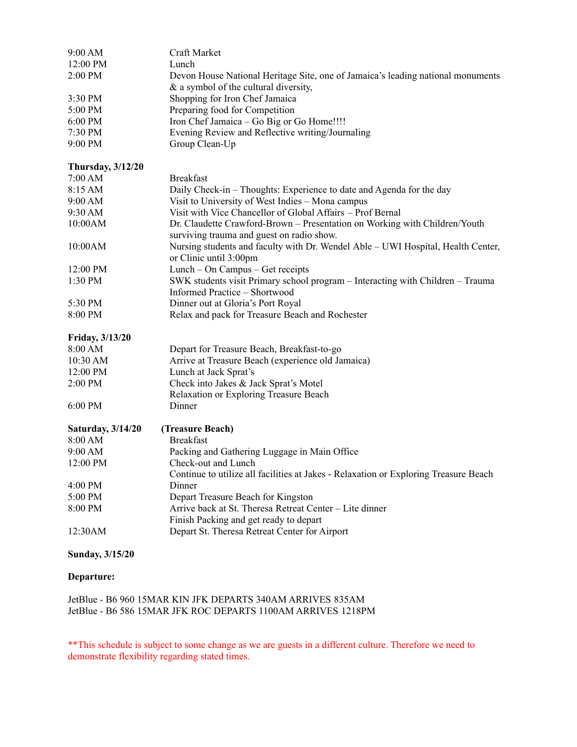| | |
|---|---|
| 9:00 AM | Craft Market |
| 12:00 PM | Lunch |
| 2:00 PM | Devon House National Heritage Site, one of Jamaica's leading national monuments & a symbol of the cultural diversity, |
| 3:30 PM | Shopping for Iron Chef Jamaica |
| 5:00 PM | Preparing food for Competition |
| 6:00 PM | Iron Chef Jamaica – Go Big or Go Home!!!! |
| 7:30 PM | Evening Review and Reflective writing/Journaling |
| 9:00 PM | Group Clean-Up |

**Thursday, 3/12/20**

| | |
|---|---|
| 7:00 AM | Breakfast |
| 8:15 AM | Daily Check-in – Thoughts: Experience to date and Agenda for the day |
| 9:00 AM | Visit to University of West Indies – Mona campus |
| 9:30 AM | Visit with Vice Chancellor of Global Affairs – Prof Bernal |
| 10:00AM | Dr. Claudette Crawford-Brown – Presentation on Working with Children/Youth surviving trauma and guest on radio show. |
| 10:00AM | Nursing students and faculty with Dr. Wendel Able – UWI Hospital, Health Center, or Clinic until 3:00pm |
| 12:00 PM | Lunch – On Campus – Get receipts |
| 1:30 PM | SWK students visit Primary school program – Interacting with Children – Trauma Informed Practice – Shortwood |
| 5:30 PM | Dinner out at Gloria's Port Royal |
| 8:00 PM | Relax and pack for Treasure Beach and Rochester |

**Friday, 3/13/20**

| | |
|---|---|
| 8:00 AM | Depart for Treasure Beach, Breakfast-to-go |
| 10:30 AM | Arrive at Treasure Beach (experience old Jamaica) |
| 12:00 PM | Lunch at Jack Sprat's |
| 2:00 PM | Check into Jakes & Jack Sprat's Motel<br>Relaxation or Exploring Treasure Beach |
| 6:00 PM | Dinner |

**Saturday, 3/14/20** **(Treasure Beach)**

| | |
|---|---|
| 8:00 AM | Breakfast |
| 9:00 AM | Packing and Gathering Luggage in Main Office |
| 12:00 PM | Check-out and Lunch<br>Continue to utilize all facilities at Jakes - Relaxation or Exploring Treasure Beach |
| 4:00 PM | Dinner |
| 5:00 PM | Depart Treasure Beach for Kingston |
| 8:00 PM | Arrive back at St. Theresa Retreat Center – Lite dinner<br>Finish Packing and get ready to depart |
| 12:30AM | Depart St. Theresa Retreat Center for Airport |

**Sunday, 3/15/20**

**Departure:**

JetBlue - B6 960 15MAR KIN JFK DEPARTS 340AM ARRIVES 835AM
JetBlue - B6 586 15MAR JFK ROC DEPARTS 1100AM ARRIVES 1218PM

**This schedule is subject to some change as we are guests in a different culture. Therefore we need to demonstrate flexibility regarding stated times.